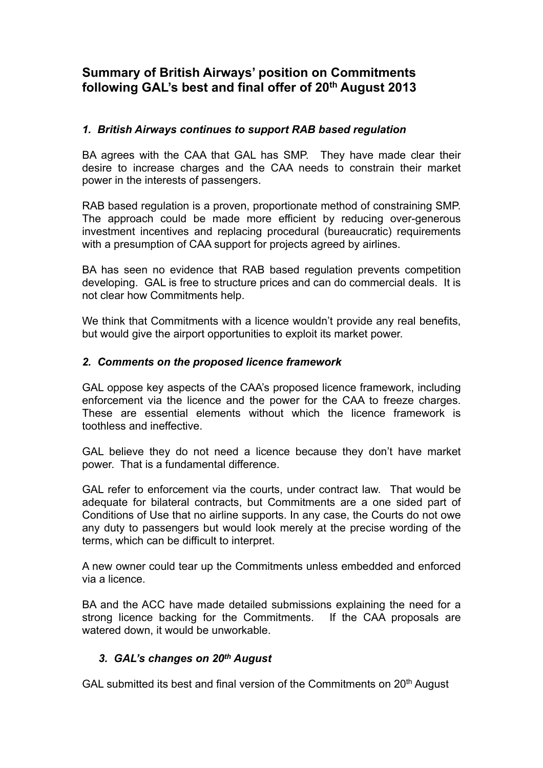# Summary of British Airways' position on Commitments following GAL's best and final offer of 20th August 2013

### *1. British Airways continues to support RAB based regulation*

BA agrees with the CAA that GAL has SMP. They have made clear their desire to increase charges and the CAA needs to constrain their market power in the interests of passengers.

RAB based regulation is a proven, proportionate method of constraining SMP. The approach could be made more efficient by reducing over-generous investment incentives and replacing procedural (bureaucratic) requirements with a presumption of CAA support for projects agreed by airlines.

BA has seen no evidence that RAB based regulation prevents competition developing. GAL is free to structure prices and can do commercial deals. It is not clear how Commitments help.

We think that Commitments with a licence wouldn't provide any real benefits, but would give the airport opportunities to exploit its market power.

### *2. Comments on the proposed licence framework*

GAL oppose key aspects of the CAA's proposed licence framework, including enforcement via the licence and the power for the CAA to freeze charges. These are essential elements without which the licence framework is toothless and ineffective.

GAL believe they do not need a licence because they don't have market power. That is a fundamental difference.

GAL refer to enforcement via the courts, under contract law. That would be adequate for bilateral contracts, but Commitments are a one sided part of Conditions of Use that no airline supports. In any case, the Courts do not owe any duty to passengers but would look merely at the precise wording of the terms, which can be difficult to interpret.

A new owner could tear up the Commitments unless embedded and enforced via a licence.

BA and the ACC have made detailed submissions explaining the need for a strong licence backing for the Commitments. If the CAA proposals are watered down, it would be unworkable.

### *3. GAL's changes on 20th August*

GAL submitted its best and final version of the Commitments on 20th August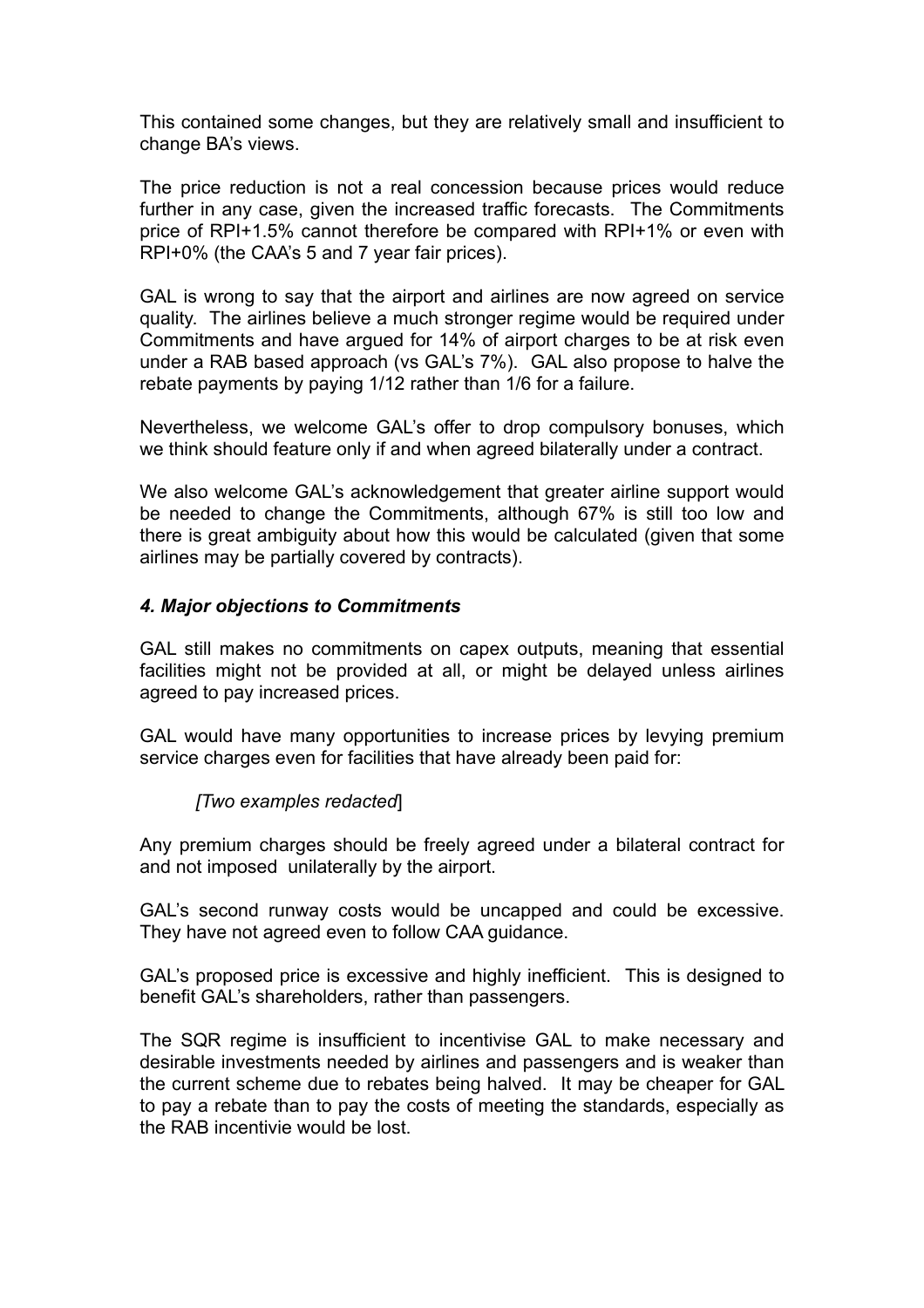This contained some changes, but they are relatively small and insufficient to change BA's views.

The price reduction is not a real concession because prices would reduce further in any case, given the increased traffic forecasts. The Commitments price of RPI+1.5% cannot therefore be compared with RPI+1% or even with RPI+0% (the CAA's 5 and 7 year fair prices).

GAL is wrong to say that the airport and airlines are now agreed on service quality. The airlines believe a much stronger regime would be required under Commitments and have argued for 14% of airport charges to be at risk even under a RAB based approach (vs GAL's 7%). GAL also propose to halve the rebate payments by paying 1/12 rather than 1/6 for a failure.

Nevertheless, we welcome GAL's offer to drop compulsory bonuses, which we think should feature only if and when agreed bilaterally under a contract.

We also welcome GAL's acknowledgement that greater airline support would be needed to change the Commitments, although 67% is still too low and there is great ambiguity about how this would be calculated (given that some airlines may be partially covered by contracts).

### *4. Major objections to Commitments*

GAL still makes no commitments on capex outputs, meaning that essential facilities might not be provided at all, or might be delayed unless airlines agreed to pay increased prices.

GAL would have many opportunities to increase prices by levying premium service charges even for facilities that have already been paid for:

*[Two examples redacted*]

Any premium charges should be freely agreed under a bilateral contract for and not imposed unilaterally by the airport.

GAL's second runway costs would be uncapped and could be excessive. They have not agreed even to follow CAA guidance.

GAL's proposed price is excessive and highly inefficient. This is designed to benefit GAL's shareholders, rather than passengers.

The SQR regime is insufficient to incentivise GAL to make necessary and desirable investments needed by airlines and passengers and is weaker than the current scheme due to rebates being halved. It may be cheaper for GAL to pay a rebate than to pay the costs of meeting the standards, especially as the RAB incentivie would be lost.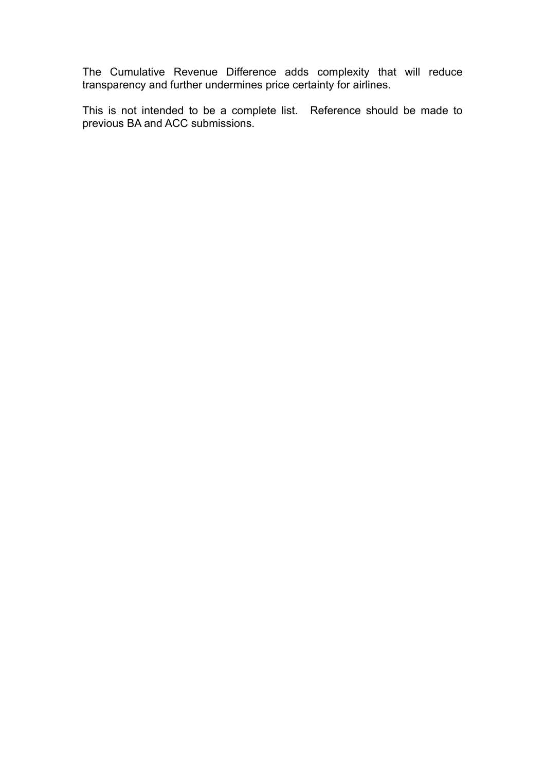The Cumulative Revenue Difference adds complexity that will reduce transparency and further undermines price certainty for airlines.

This is not intended to be a complete list. Reference should be made to previous BA and ACC submissions.